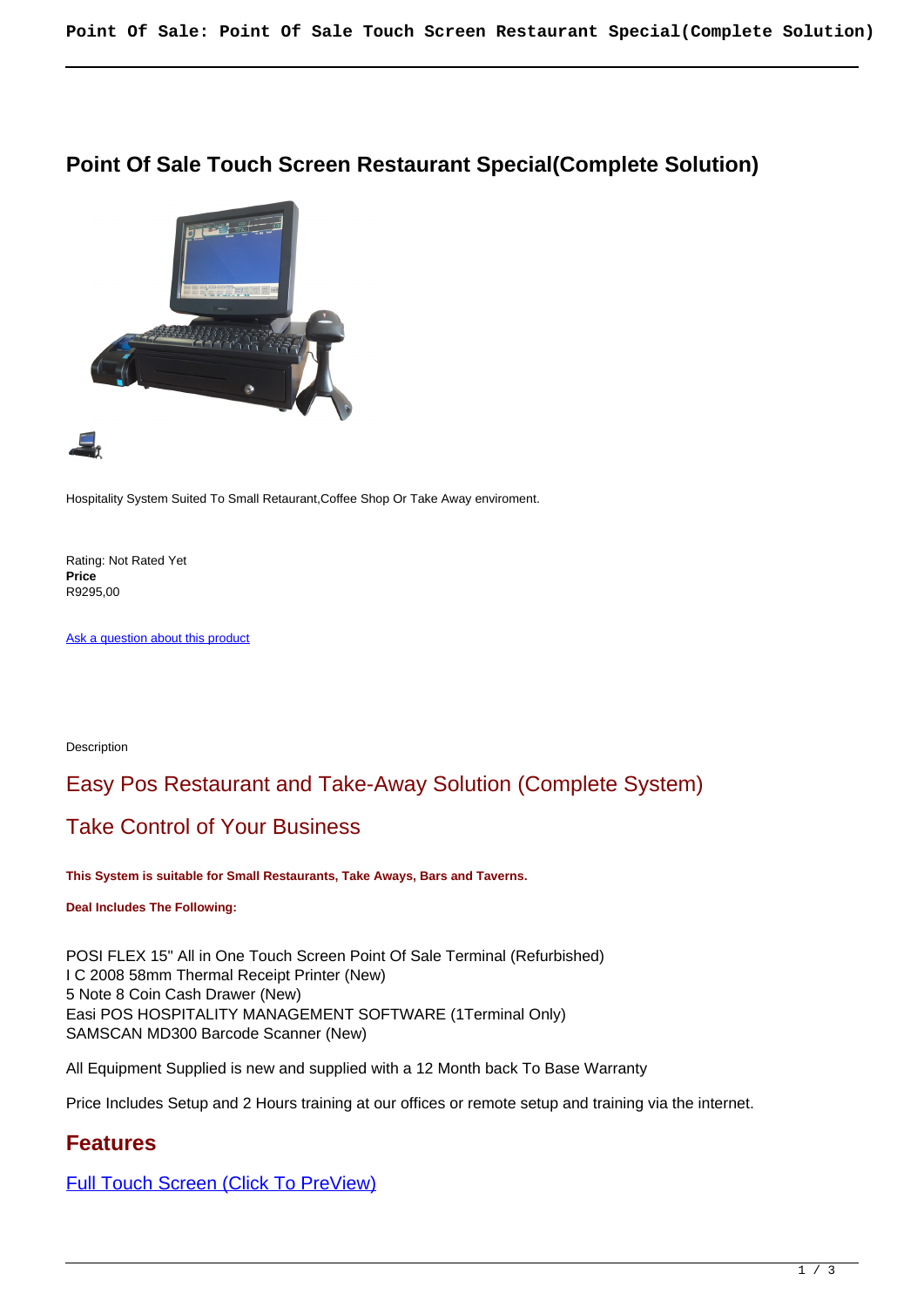# Point Of Sale Touch Screen Restaurant Special(Complete Solution)

Hospitality System Suited To Small Retaurant,Coffee Shop Or Take Away enviroment.

Rating: Not Rated Yet
**Price**
R9295,00

[Ask a question about this product]

Description

## Easy Pos Restaurant and Take-Away Solution (Complete System)

## Take Control of Your Business

**This System is suitable for Small Restaurants, Take Aways, Bars and Taverns.**

**Deal Includes The Following:**

POSI FLEX 15" All in One Touch Screen Point Of Sale Terminal (Refurbished)
I C 2008 58mm Thermal Receipt Printer (New)
5 Note 8 Coin Cash Drawer (New)
Easi POS HOSPITALITY MANAGEMENT SOFTWARE (1Terminal Only)
SAMSCAN MD300 Barcode Scanner (New)

All Equipment Supplied is new and supplied with a 12 Month back To Base Warranty

Price Includes Setup and 2 Hours training at our offices or remote setup and training via the internet.

## Features

[Full Touch Screen (Click To PreView)]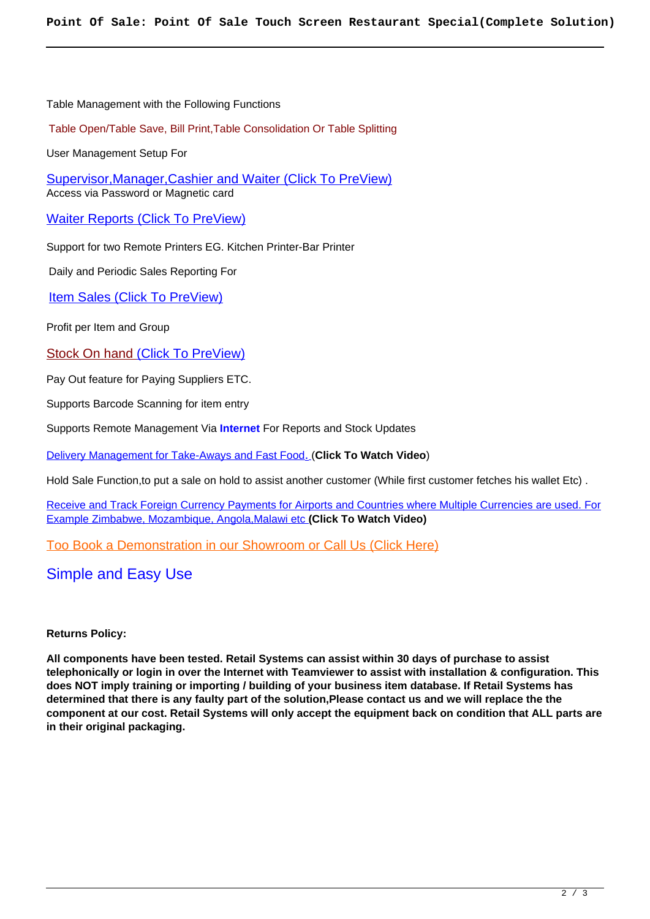Table Management with the Following Functions

Table Open/Table Save, Bill Print,Table Consolidation Or Table Splitting

User Management Setup For

Supervisor,Manager,Cashier and Waiter (Click To PreView)
Access via Password or Magnetic card

Waiter Reports (Click To PreView)

Support for two Remote Printers EG. Kitchen Printer-Bar Printer

Daily and Periodic Sales Reporting For

Item Sales (Click To PreView)

Profit per Item and Group

Stock On hand (Click To PreView)

Pay Out feature for Paying Suppliers ETC.

Supports Barcode Scanning for item entry

Supports Remote Management Via **Internet** For Reports and Stock Updates

Delivery Management for Take-Aways and Fast Food. (**Click To Watch Video**)

Hold Sale Function,to put a sale on hold to assist another customer (While first customer fetches his wallet Etc) .

Receive and Track Foreign Currency Payments for Airports and Countries where Multiple Currencies are used. For Example Zimbabwe, Mozambique, Angola,Malawi etc **(Click To Watch Video)**

Too Book a Demonstration in our Showroom or Call Us (Click Here)

## Simple and Easy Use

**Returns Policy:**

**All components have been tested. Retail Systems can assist within 30 days of purchase to assist telephonically or login in over the Internet with Teamviewer to assist with installation & configuration. This does NOT imply training or importing / building of your business item database. If Retail Systems has determined that there is any faulty part of the solution,Please contact us and we will replace the the component at our cost. Retail Systems will only accept the equipment back on condition that ALL parts are in their original packaging.**